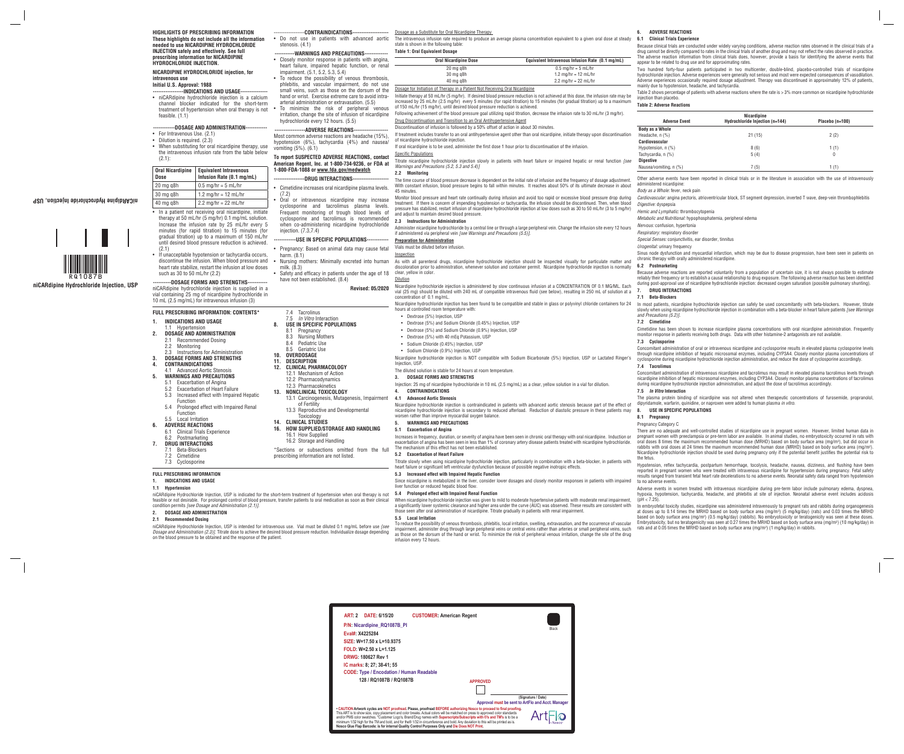**HIGHLIGHTS OF PRESCRIBING INFORMATION**
**These highlights do not include all the information needed to use NICARDIPINE HYDROCHLORIDE INJECTION safely and effectively. See full prescribing information for NICARDIPINE HYDROCHLORIDE INJECTION.**

**NICARDIPINE HYDROCHLORIDE injection, for intravenous use**
**Initial U.S. Approval: 1988**

**----------------INDICATIONS AND USAGE----------------**

- niCARdipine hydrochloride injection is a calcium channel blocker indicated for the short-term treatment of hypertension when oral therapy is not feasible. (1.1)

**------------DOSAGE AND ADMINISTRATION------------**

- For Intravenous Use. (2.1)
- Dilution is required. (2.3)
- When substituting for oral nicardipine therapy, use the intravenous infusion rate from the table below (2.1):

| Oral Nicardipine Dose | Equivalent Intravenous Infusion Rate (0.1 mg/mL) |
|---|---|
| 20 mg q8h | 0.5 mg/hr = 5 mL/hr |
| 30 mg q8h | 1.2 mg/hr = 12 mL/hr |
| 40 mg q8h | 2.2 mg/hr = 22 mL/hr |

- In a patient not receiving oral nicardipine, initiate therapy at 50 mL/hr (5 mg/hr) 0.1 mg/mL solution. Increase the infusion rate by 25 mL/hr every 5 minutes (for rapid titration) to 15 minutes (for gradual titration) up to a maximum of 150 mL/hr until desired blood pressure reduction is achieved. (2.1)
- If unacceptable hypotension or tachycardia occurs, discontinue the infusion. When blood pressure and heart rate stabilize, restart the infusion at low doses such as 30 to 50 mL/hr (2.2)

**----------DOSAGE FORMS AND STRENGTHS----------**

niCARdipine hydrochloride injection is supplied in a vial containing 25 mg of nicardipine hydrochloride in 10 mL (2.5 mg/mL) for intravenous infusion (3)

**----------------CONTRAINDICATIONS----------------**

- Do not use in patients with advanced aortic stenosis. (4.1)

**-----------WARNINGS AND PRECAUTIONS-----------**

- Closely monitor response in patients with angina, heart failure, impaired hepatic function, or renal impairment. (5.1, 5.2, 5.3, 5.4)
- To reduce the possibility of venous thrombosis, phlebitis, and vascular impairment, do not use small veins, such as those on the dorsum of the hand or wrist. Exercise extreme care to avoid intra-arterial administration or extravasation. (5.5)
- To minimize the risk of peripheral venous irritation, change the site of infusion of nicardipine hydrochloride every 12 hours. (5.5)

**----------------ADVERSE REACTIONS----------------**

Most common adverse reactions are headache (15%), hypotension (6%), tachycardia (4%) and nausea/vomiting (5%). (6.1)

**To report SUSPECTED ADVERSE REACTIONS, contact American Regent, Inc. at 1-800-734-9236, or FDA at 1-800-FDA-1088 or www.fda.gov/medwatch**

**----------------DRUG INTERACTIONS----------------**

- Cimetidine increases oral nicardipine plasma levels. (7.2)
- Oral or intravenous nicardipine may increase cyclosporine and tacrolimus plasma levels. Frequent monitoring of trough blood levels of cyclosporine and tacrolimus is recommended when co-administering nicardipine hydrochloride injection. (7.3,7.4)

**------------USE IN SPECIFIC POPULATIONS------------**

- Pregnancy: Based on animal data may cause fetal harm. (8.1)
- Nursing mothers: Minimally excreted into human milk. (8.3)
- Safety and efficacy in patients under the age of 18 have not been established. (8.4)

**Revised: 05/2020**

**FULL PRESCRIBING INFORMATION: CONTENTS***

**1. INDICATIONS AND USAGE**
1.1 Hypertension
**2. DOSAGE AND ADMINISTRATION**
2.1 Recommended Dosing
2.2 Monitoring
2.3 Instructions for Administration
**3. DOSAGE FORMS AND STRENGTHS**
**4. CONTRAINDICATIONS**
4.1 Advanced Aortic Stenosis
**5. WARNINGS AND PRECAUTIONS**
5.1 Exacerbation of Angina
5.2 Exacerbation of Heart Failure
5.3 Increased effect with Impaired Hepatic Function
5.4 Prolonged effect with Impaired Renal Function
5.5 Local Irritation
**6. ADVERSE REACTIONS**
6.1 Clinical Trials Experience
6.2 Postmarketing
**7. DRUG INTERACTIONS**
7.1 Beta-Blockers
7.2 Cimetidine
7.3 Cyclosporine
7.4 Tacrolimus
7.5 *In Vitro* Interaction
**8. USE IN SPECIFIC POPULATIONS**
8.1 Pregnancy
8.3 Nursing Mothers
8.4 Pediatric Use
8.5 Geriatric Use
**10. OVERDOSAGE**
**11. DESCRIPTION**
**12. CLINICAL PHARMACOLOGY**
12.1 Mechanism of Action
12.2 Pharmacodynamics
12.3 Pharmacokinetics
**13. NONCLINICAL TOXICOLOGY**
13.1 Carcinogenesis, Mutagenesis, Impairment of Fertility
13.3 Reproductive and Developmental Toxicology
**14. CLINICAL STUDIES**
**16. HOW SUPPLIED/STORAGE AND HANDLING**
16.1 How Supplied
16.2 Storage and Handling

*Sections or subsections omitted from the full prescribing information are not listed.

**FULL PRESCRIBING INFORMATION**

## 1. INDICATIONS AND USAGE

### 1.1 Hypertension

niCARdipine Hydrochloride Injection, USP is indicated for the short-term treatment of hypertension when oral therapy is not feasible or not desirable. For prolonged control of blood pressure, transfer patients to oral medication as soon as their clinical condition permits *[see Dosage and Administration (2.1)]*.

## 2. DOSAGE AND ADMINISTRATION

### 2.1 Recommended Dosing

niCARdipine Hydrochloride Injection, USP is intended for intravenous use. Vial must be diluted 0.1 mg/mL before use *[see Dosage and Administration (2.3)]*. Titrate dose to achieve the desired blood pressure reduction. Individualize dosage depending on the blood pressure to be obtained and the response of the patient.

Dosage as a Substitute for Oral Nicardipine Therapy

The intravenous infusion rate required to produce an average plasma concentration equivalent to a given oral dose at steady state is shown in the following table:

**Table 1: Oral Equivalent Dosage**

| Oral Nicardipine Dose | Equivalent Intravenous Infusion Rate (0.1 mg/mL) |
|---|---|
| 20 mg q8h | 0.5 mg/hr = 5 mL/hr |
| 30 mg q8h | 1.2 mg/hr = 12 mL/hr |
| 40 mg q8h | 2.2 mg/hr = 22 mL/hr |

Dosage for Initiation of Therapy in a Patient Not Receiving Oral Nicardipine

Initiate therapy at 50 mL/hr (5 mg/hr). If desired blood pressure reduction is not achieved at this dose, the infusion rate may be increased by 25 mL/hr (2.5 mg/hr) every 5 minutes (for rapid titration) to 15 minutes (for gradual titration) up to a maximum of 150 mL/hr (15 mg/hr), until desired blood pressure reduction is achieved.

Following achievement of the blood pressure goal utilizing rapid titration, decrease the infusion rate to 30 mL/hr (3 mg/hr).

Drug Discontinuation and Transition to an Oral Antihypertensive Agent

Discontinuation of infusion is followed by a 50% offset of action in about 30 minutes.

If treatment includes transfer to an oral antihypertensive agent other than oral nicardipine, initiate therapy upon discontinuation of nicardipine hydrochloride injection.

If oral nicardipine is to be used, administer the first dose 1 hour prior to discontinuation of the infusion.

Specific Populations

Titrate nicardipine hydrochloride injection slowly in patients with heart failure or impaired hepatic or renal function *[see Warnings and Precautions (5.2, 5.3 and 5.4)]*.

### 2.2 Monitoring

The time course of blood pressure decrease is dependent on the initial rate of infusion and the frequency of dosage adjustment. With constant infusion, blood pressure begins to fall within minutes. It reaches about 50% of its ultimate decrease in about 45 minutes.

Monitor blood pressure and heart rate continually during infusion and avoid too rapid or excessive blood pressure drop during treatment. If there is concern of impending hypotension or tachycardia, the infusion should be discontinued. Then, when blood pressure has stabilized, restart infusion of nicardipine hydrochloride injection at low doses such as 30 to 50 mL/hr (3 to 5 mg/hr) and adjust to maintain desired blood pressure.

### 2.3 Instructions for Administration

Administer nicardipine hydrochloride by a central line or through a large peripheral vein. Change the infusion site every 12 hours if administered via peripheral vein *[see Warnings and Precautions (5.5)]*.

**Preparation for Administration**

Vials must be diluted before infusion.

Inspection

As with all parenteral drugs, nicardipine hydrochloride injection should be inspected visually for particulate matter and discoloration prior to administration, whenever solution and container permit. Nicardipine hydrochloride injection is normally clear, yellow in color.

Dilution

Nicardipine hydrochloride injection is administered by slow continuous infusion at a CONCENTRATION OF 0.1 MG/ML. Each vial (25 mg) should be diluted with 240 mL of compatible intravenous fluid (see below), resulting in 250 mL of solution at a concentration of 0.1 mg/mL.

Nicardipine hydrochloride injection has been found to be compatible and stable in glass or polyvinyl chloride containers for 24 hours at controlled room temperature with:

- Dextrose (5%) Injection, USP
- Dextrose (5%) and Sodium Chloride (0.45%) Injection, USP
- Dextrose (5%) and Sodium Chloride (0.9%) Injection, USP
- Dextrose (5%) with 40 mEq Potassium, USP
- Sodium Chloride (0.45%) Injection, USP
- Sodium Chloride (0.9%) Injection, USP

Nicardipine hydrochloride injection is NOT compatible with Sodium Bicarbonate (5%) Injection, USP or Lactated Ringer's Injection, USP.

The diluted solution is stable for 24 hours at room temperature.

## 3. DOSAGE FORMS AND STRENGTHS

Injection: 25 mg of nicardipine hydrochloride in 10 mL (2.5 mg/mL) as a clear, yellow solution in a vial for dilution.

## 4. CONTRAINDICATIONS

### 4.1 Advanced Aortic Stenosis

Nicardipine hydrochloride injection is contraindicated in patients with advanced aortic stenosis because part of the effect of nicardipine hydrochloride injection is secondary to reduced afterload. Reduction of diastolic pressure in these patients may worsen rather than improve myocardial oxygen balance.

## 5. WARNINGS AND PRECAUTIONS

### 5.1 Exacerbation of Angina

Increases in frequency, duration, or severity of angina have been seen in chronic oral therapy with oral nicardipine. Induction or exacerbation of angina has been seen in less than 1% of coronary artery disease patients treated with nicardipine hydrochloride. The mechanism of this effect has not been established.

### 5.2 Exacerbation of Heart Failure

Titrate slowly when using nicardipine hydrochloride injection, particularly in combination with a beta-blocker, in patients with heart failure or significant left ventricular dysfunction because of possible negative inotropic effects.

### 5.3 Increased effect with Impaired Hepatic Function

Since nicardipine is metabolized in the liver, consider lower dosages and closely monitor responses in patients with impaired liver function or reduced hepatic blood flow.

### 5.4 Prolonged effect with Impaired Renal Function

When nicardipine hydrochloride injection was given to mild to moderate hypertensive patients with moderate renal impairment, a significantly lower systemic clearance and higher area under the curve (AUC) was observed. These results are consistent with those seen after oral administration of nicardipine. Titrate gradually in patients with renal impairment.

### 5.5 Local Irritation

To reduce the possibility of venous thrombosis, phlebitis, local irritation, swelling, extravasation, and the occurrence of vascular impairment, administer drug through large peripheral veins or central veins rather than arteries or small peripheral veins, such as those on the dorsum of the hand or wrist. To minimize the risk of peripheral venous irritation, change the site of the drug infusion every 12 hours.

## 6. ADVERSE REACTIONS

### 6.1 Clinical Trials Experience

Because clinical trials are conducted under widely varying conditions, adverse reaction rates observed in the clinical trials of a drug cannot be directly compared to rates in the clinical trials of another drug and may not reflect the rates observed in practice. The adverse reaction information from clinical trials does, however, provide a basis for identifying the adverse events that appear to be related to drug use and for approximating rates.

Two hundred forty-four patients participated in two multicenter, double-blind, placebo-controlled trials of nicardipine hydrochloride injection. Adverse experiences were generally not serious and most were expected consequences of vasodilation. Adverse experiences occasionally required dosage adjustment. Therapy was discontinued in approximately 12% of patients, mainly due to hypotension, headache, and tachycardia.

Table 2 shows percentage of patients with adverse reactions where the rate is > 3% more common on nicardipine hydrochloride injection than placebo.

**Table 2: Adverse Reactions**

| Adverse Event | Nicardipine Hydrochloride Injection (n=144) | Placebo (n=100) |
|---|---|---|
| **Body as a Whole** | | |
| Headache, n (%) | 21 (15) | 2 (2) |
| **Cardiovascular** | | |
| Hypotension, n (%) | 8 (6) | 1 (1) |
| Tachycardia, n (%) | 5 (4) | 0 |
| **Digestive** | | |
| Nausea/vomiting, n (%) | 7 (5) | 1 (1) |

Other adverse events have been reported in clinical trials or in the literature in association with the use of intravenously administered nicardipine:

*Body as a Whole:* fever, neck pain

*Cardiovascular:* angina pectoris, atrioventricular block, ST segment depression, inverted T wave, deep-vein thrombophlebitis

*Digestive:* dyspepsia

*Hemic and Lymphatic:* thrombocytopenia

*Metabolic and Nutritional:* hypophosphatemia, peripheral edema

*Nervous:* confusion, hypertonia

*Respiratory:* respiratory disorder

*Special Senses:* conjunctivitis, ear disorder, tinnitus

*Urogenital:* urinary frequency

Sinus node dysfunction and myocardial infarction, which may be due to disease progression, have been seen in patients on chronic therapy with orally administered nicardipine.

### 6.2 Postmarketing

Because adverse reactions are reported voluntarily from a population of uncertain size, it is not always possible to estimate reliably their frequency or to establish a causal relationship to drug exposure. The following adverse reaction has been identified during post-approval use of nicardipine hydrochloride injection: decreased oxygen saturation (possible pulmonary shunting).

## 7. DRUG INTERACTIONS

### 7.1 Beta-Blockers

In most patients, nicardipine hydrochloride injection can safely be used concomitantly with beta-blockers. However, titrate slowly when using nicardipine hydrochloride injection in combination with a beta-blocker in heart failure patients *[see Warnings and Precautions (5.2)]*.

### 7.2 Cimetidine

Cimetidine has been shown to increase nicardipine plasma concentrations with oral nicardipine administration. Frequently monitor response in patients receiving both drugs. Data with other histamine-2 antagonists are not available.

### 7.3 Cyclosporine

Concomitant administration of oral or intravenous nicardipine and cyclosporine results in elevated plasma cyclosporine levels through nicardipine inhibition of hepatic microsomal enzymes, including CYP3A4. Closely monitor plasma concentrations of cyclosporine during nicardipine hydrochloride injection administration, and reduce the dose of cyclosporine accordingly.

### 7.4 Tacrolimus

Concomitant administration of intravenous nicardipine and tacrolimus may result in elevated plasma tacrolimus levels through nicardipine inhibition of hepatic microsomal enzymes, including CYP3A4. Closely monitor plasma concentrations of tacrolimus during nicardipine hydrochloride injection administration, and adjust the dose of tacrolimus accordingly.

### 7.5 *In Vitro* Interaction

The plasma protein binding of nicardipine was not altered when therapeutic concentrations of furosemide, propranolol, dipyridamole, warfarin, quinidine, or naproxen were added to human plasma *in vitro*.

## 8. USE IN SPECIFIC POPULATIONS

### 8.1 Pregnancy

Pregnancy Category C

There are no adequate and well-controlled studies of nicardipine use in pregnant women. However, limited human data in pregnant women with preeclampsia or pre-term labor are available. In animal studies, no embryotoxicity occurred in rats with oral doses 8 times the maximum recommended human dose (MRHD) based on body surface area (mg/m²), but did occur in rabbits with oral doses at 24 times the maximum recommended human dose (MRHD) based on body surface area (mg/m²). Nicardipine hydrochloride injection should be used during pregnancy only if the potential benefit justifies the potential risk to the fetus.

Hypotension, reflex tachycardia, postpartum hemorrhage, tocolysis, headache, nausea, dizziness, and flushing have been reported in pregnant women who were treated with intravenous nicardipine for hypertension during pregnancy. Fetal safety results ranged from transient fetal heart rate decelerations to no adverse events. Neonatal safety data ranged from hypotension to no adverse events.

Adverse events in women treated with intravenous nicardipine during pre-term labor include pulmonary edema, dyspnea, hypoxia, hypotension, tachycardia, headache, and phlebitis at site of injection. Neonatal adverse event includes acidosis (pH < 7.25).

In embryofetal toxicity studies, nicardipine was administered intravenously to pregnant rats and rabbits during organogenesis at doses up to 0.14 times the MRHD based on body surface area (mg/m²) (5 mg/kg/day) (rats) and 0.03 times the MRHD based on body surface area (mg/m²) (0.5 mg/kg/day) (rabbits). No embryotoxicity or teratogenicity was seen at these doses. Embryotoxicity, but no teratogenicity was seen at 0.27 times the MRHD based on body surface area (mg/m²) (10 mg/kg/day) in rats and at 0.05 times the MRHD based on body surface area (mg/m²) (1 mg/kg/day) in rabbits.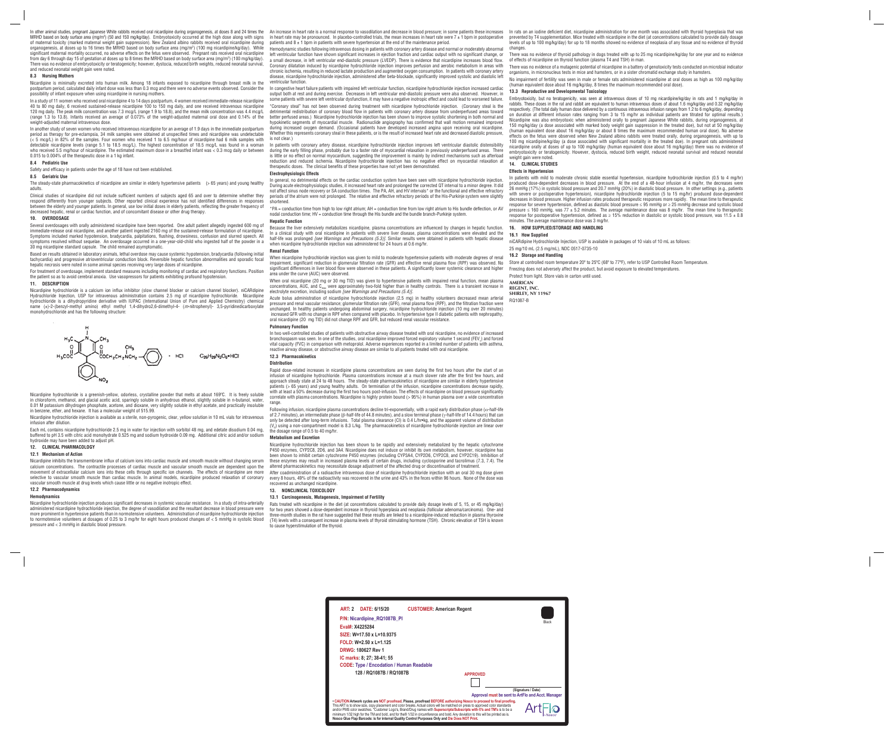In other animal studies, pregnant Japanese White rabbits received oral nicardipine during organogenesis, at doses 8 and 24 times the MRHD based on body surface area (mg/m²) (50 and 150 mg/kg/day). Embryotoxicity occurred at the high dose along with signs of maternal toxicity (marked maternal weight gain suppression). New Zealand albino rabbits received oral nicardipine during organogenesis, at doses up to 16 times the MRHD based on body surface area (mg/m²) (100 mg nicardipine/kg/day). While significant maternal mortality occurred, no adverse effects on the fetus were observed. Pregnant rats received oral nicardipine from day 6 through day 15 of gestation at doses up to 8 times the MRHD based on body surface area (mg/m²) (100 mg/kg/day). There was no evidence of embryotoxicity or teratogenicity; however, dystocia, reduced birth weights, reduced neonatal survival, and reduced neonatal weight gain were noted.

### 8.3 Nursing Mothers

Nicardipine is minimally excreted into human milk. Among 18 infants exposed to nicardipine through breast milk in the postpartum period, calculated daily infant dose was less than 0.3 mcg and there were no adverse events observed. Consider the possibility of infant exposure when using nicardipine in nursing mothers.

In a study of 11 women who received oral nicardipine 4 to 14 days postpartum, 4 women received immediate-release nicardipine 40 to 80 mg daily, 6 received sustained-release nicardipine 100 to 150 mg daily, and one received intravenous nicardipine 120 mg daily. The peak milk concentration was 7.3 mcg/L (range 1.9 to 18.8), and the mean milk concentration was 4.4 mcg/L (range 1.3 to 13.8). Infants received an average of 0.073% of the weight-adjusted maternal oral dose and 0.14% of the weight-adjusted maternal intravenous dose.

In another study of seven women who received intravenous nicardipine for an average of 1.9 days in the immediate postpartum period as therapy for pre-eclampsia, 34 milk samples were obtained at unspecified times and nicardipine was undetectable (< 5 mcg/L) in 82% of the samples. Four women who received 1 to 6.5 mg/hour of nicardipine had 6 milk samples with detectable nicardipine levels (range 5.1 to 18.5 mcg/L). The highest concentration of 18.5 mcg/L was found in a woman who received 5.5 mg/hour of nicardipine. The estimated maximum dose in a breastfed infant was < 0.3 mcg daily or between 0.015 to 0.004% of the therapeutic dose in a 1 kg infant.

### 8.4 Pediatric Use

Safety and efficacy in patients under the age of 18 have not been established.

### 8.5 Geriatric Use

The steady-state pharmacokinetics of nicardipine are similar in elderly hypertensive patients (> 65 years) and young healthy adults.

Clinical studies of nicardipine did not include sufficient numbers of subjects aged 65 and over to determine whether they respond differently from younger subjects. Other reported clinical experience has not identified differences in responses between the elderly and younger patients. In general, use low initial doses in elderly patients, reflecting the greater frequency of decreased hepatic, renal or cardiac function, and of concomitant disease or other drug therapy.

## 10. OVERDOSAGE

Several overdosages with orally administered nicardipine have been reported. One adult patient allegedly ingested 600 mg of immediate-release oral nicardipine, and another patient ingested 2160 mg of the sustained-release formulation of nicardipine. Symptoms included marked hypotension, bradycardia, palpitations, flushing, drowsiness, confusion and slurred speech. All symptoms resolved without sequelae. An overdosage occurred in a one-year-old-child who ingested half of the powder in a 30 mg nicardipine standard capsule. The child remained asymptomatic.

Based on results obtained in laboratory animals, lethal overdose may cause systemic hypotension, bradycardia (following initial tachycardia) and progressive atrioventricular conduction block. Reversible hepatic function abnormalities and sporadic focal hepatic necrosis were noted in some animal species receiving very large doses of nicardipine.

For treatment of overdosage, implement standard measures including monitoring of cardiac and respiratory functions. Position the patient so as to avoid cerebral anoxia. Use vasopressors for patients exhibiting profound hypotension.

## 11. DESCRIPTION

Nicardipine hydrochloride is a calcium ion influx inhibitor (slow channel blocker or calcium channel blocker). niCARdipine Hydrochloride Injection, USP for intravenous administration contains 2.5 mg of nicardipine hydrochloride. Nicardipine hydrochloride is a dihydropyridine derivative with IUPAC (International Union of Pure and Applied Chemistry) chemical name (±)-2-(benzyl-methyl amino) ethyl methyl 1,4-dihydro2,6-dimethyl-4- (*m*-nitrophenyl)- 3,5-pyridinedicarboxylate monohydrochloride and has the following structure:

• HCl $C_{26}H_{29}N_3O_6 \cdot HCl$

Nicardipine hydrochloride is a greenish-yellow, odorless, crystalline powder that melts at about 169°C. It is freely soluble in chloroform, methanol, and glacial acetic acid, sparingly soluble in anhydrous ethanol, slightly soluble in n-butanol, water, 0.01 M potassium dihydrogen phosphate, acetone, and dioxane, very slightly soluble in ethyl acetate, and practically insoluble in benzene, ether, and hexane. It has a molecular weight of 515.99.

Nicardipine hydrochloride injection is available as a sterile, non-pyrogenic, clear, yellow solution in 10 mL vials for intravenous infusion after dilution.

Each mL contains nicardipine hydrochloride 2.5 mg in water for injection with sorbitol 48 mg, and edetate disodium 0.04 mg, buffered to pH 3.5 with citric acid monohydrate 0.525 mg and sodium hydroxide 0.09 mg. Additional citric acid and/or sodium hydroxide may have been added to adjust pH.

## 12. CLINICAL PHARMACOLOGY

### 12.1 Mechanism of Action

Nicardipine inhibits the transmembrane influx of calcium ions into cardiac muscle and smooth muscle without changing serum calcium concentrations. The contractile processes of cardiac muscle and vascular smooth muscle are dependent upon the movement of extracellular calcium ions into these cells through specific ion channels. The effects of nicardipine are more selective to vascular smooth muscle than cardiac muscle. In animal models, nicardipine produced relaxation of coronary vascular smooth muscle at drug levels which cause little or no negative inotropic effect.

### 12.2 Pharmacodynamics

**Hemodynamics**

Nicardipine hydrochloride injection produces significant decreases in systemic vascular resistance. In a study of intra-arterially administered nicardipine hydrochloride injection, the degree of vasodilation and the resultant decrease in blood pressure were more prominent in hypertensive patients than in normotensive volunteers. Administration of nicardipine hydrochloride injection to normotensive volunteers at dosages of 0.25 to 3 mg/hr for eight hours produced changes of < 5 mmHg in systolic blood pressure and < 3 mmHg in diastolic blood pressure.

An increase in heart rate is a normal response to vasodilation and decrease in blood pressure; in some patients these increases in heart rate may be pronounced. In placebo-controlled trials, the mean increases in heart rate were 7 ± 1 bpm in postoperative patients and 8 ± 1 bpm in patients with severe hypertension at the end of the maintenance period.

Hemodynamic studies following intravenous dosing in patients with coronary artery disease and normal or moderately abnormal left ventricular function have shown significant increases in ejection fraction and cardiac output with no significant change, or a small decrease, in left ventricular end-diastolic pressure (LVEDP). There is evidence that nicardipine increases blood flow. Coronary dilatation induced by nicardipine hydrochloride injection improves perfusion and aerobic metabolism in areas with chronic ischemia, resulting in reduced lactate production and augmented oxygen consumption. In patients with coronary artery disease, nicardipine hydrochloride injection, administered after beta-blockade, significantly improved systolic and diastolic left ventricular function.

In congestive heart failure patients with impaired left ventricular function, nicardipine hydrochloride injection increased cardiac output both at rest and during exercise. Decreases in left ventricular end-diastolic pressure were also observed. However, in some patients with severe left ventricular dysfunction, it may have a negative inotropic effect and could lead to worsened failure.

"Coronary steal" has not been observed during treatment with nicardipine hydrochloride injection. (Coronary steal is the detrimental redistribution of coronary blood flow in patients with coronary artery disease from underperfused areas toward better perfused areas.) Nicardipine hydrochloride injection has been shown to improve systolic shortening in both normal and hypokinetic segments of myocardial muscle. Radionuclide angiography has confirmed that wall motion remained improved during increased oxygen demand. (Occasional patients have developed increased angina upon receiving oral nicardipine. Whether this represents coronary steal in these patients, or is the result of increased heart rate and decreased diastolic pressure, is not clear.)

In patients with coronary artery disease, nicardipine hydrochloride injection improves left ventricular diastolic distensibility during the early filling phase, probably due to a faster rate of myocardial relaxation in previously underperfused areas. There is little or no effect on normal myocardium, suggesting the improvement is mainly by indirect mechanisms such as afterload reduction and reduced ischemia. Nicardipine hydrochloride injection has no negative effect on myocardial relaxation at therapeutic doses. The clinical benefits of these properties have not yet been demonstrated.

**Electrophysiologic Effects**

In general, no detrimental effects on the cardiac conduction system have been seen with nicardipine hydrochloride injection. During acute electrophysiologic studies, it increased heart rate and prolonged the corrected QT interval to a minor degree. It did not affect sinus node recovery or SA conduction times. The PA, AH, and HV intervals* or the functional and effective refractory periods of the atrium were not prolonged. The relative and effective refractory periods of the His-Purkinje system were slightly shortened.

*PA = conduction time from high to low right atrium; AH = conduction time from low right atrium to His bundle deflection, or AV nodal conduction time; HV = conduction time through the His bundle and the bundle branch-Purkinje system.

**Hepatic Function**

Because the liver extensively metabolizes nicardipine, plasma concentrations are influenced by changes in hepatic function. In a clinical study with oral nicardipine in patients with severe liver disease, plasma concentrations were elevated and the half-life was prolonged *[see Warnings and Precautions (5.3)]*. Similar results were obtained in patients with hepatic disease when nicardipine hydrochloride injection was administered for 24 hours at 0.6 mg/hr.

**Renal Function**

When nicardipine hydrochloride injection was given to mild to moderate hypertensive patients with moderate degrees of renal impairment, significant reduction in glomerular filtration rate (GFR) and effective renal plasma flow (RPF) was observed. No significant differences in liver blood flow were observed in these patients. A significantly lower systemic clearance and higher area under the curve (AUC) were observed.

When oral nicardipine (20 mg or 30 mg TID) was given to hypertensive patients with impaired renal function, mean plasma concentrations, AUC, and $C_{max}$ were approximately two-fold higher than in healthy controls. There is a transient increase in electrolyte excretion, including sodium *[see Warnings and Precautions (5.4)]*.

Acute bolus administration of nicardipine hydrochloride injection (2.5 mg) in healthy volunteers decreased mean arterial pressure and renal vascular resistance; glomerular filtration rate (GFR), renal plasma flow (RPF), and the filtration fraction were unchanged. In healthy patients undergoing abdominal surgery, nicardipine hydrochloride injection (10 mg over 20 minutes) increased GFR with no change in RPF when compared with placebo. In hypertensive type II diabetic patients with nephropathy, oral nicardipine (20 mg TID) did not change RPF and GFR, but reduced renal vascular resistance.

**Pulmonary Function**

In two well-controlled studies of patients with obstructive airway disease treated with oral nicardipine, no evidence of increased bronchospasm was seen. In one of the studies, oral nicardipine improved forced expiratory volume 1 second ($FEV_1$) and forced vital capacity (FVC) in comparison with metoprolol. Adverse experiences reported in a limited number of patients with asthma, reactive airway disease, or obstructive airway disease are similar to all patients treated with oral nicardipine.

### 12.3 Pharmacokinetics

**Distribution**

Rapid dose-related increases in nicardipine plasma concentrations are seen during the first two hours after the start of an infusion of nicardipine hydrochloride. Plasma concentrations increase at a much slower rate after the first few hours, and approach steady state at 24 to 48 hours. The steady-state pharmacokinetics of nicardipine are similar in elderly hypertensive patients (> 65 years) and young healthy adults. On termination of the infusion, nicardipine concentrations decrease rapidly, with at least a 50% decrease during the first two hours post-infusion. The effects of nicardipine on blood pressure significantly correlate with plasma concentrations. Nicardipine is highly protein bound (> 95%) in human plasma over a wide concentration range.

Following infusion, nicardipine plasma concentrations decline tri-exponentially, with a rapid early distribution phase (α-half-life of 2.7 minutes), an intermediate phase (β-half-life of 44.8 minutes), and a slow terminal phase (γ-half-life of 14.4 hours) that can only be detected after long-term infusions. Total plasma clearance (Cl) is 0.4 L/hr•kg, and the apparent volume of distribution ($V_d$) using a non-compartment model is 8.3 L/kg. The pharmacokinetics of nicardipine hydrochloride injection are linear over the dosage range of 0.5 to 40 mg/hr.

**Metabolism and Excretion**

Nicardipine hydrochloride injection has been shown to be rapidly and extensively metabolized by the hepatic cytochrome P450 enzymes, CYP2C8, 2D6, and 3A4. Nicardipine does not induce or inhibit its own metabolism, however, nicardipine has been shown to inhibit certain cytochrome P450 enzymes (including CYP3A4, CYP2D6, CYP2C8, and CYP2C19). Inhibition of these enzymes may result in increased plasma levels of certain drugs, including cyclosporine and tacrolimus (7.3, 7.4). The altered pharmacokinetics may necessitate dosage adjustment of the affected drug or discontinuation of treatment.

After coadministration of a radioactive intravenous dose of nicardipine hydrochloride injection with an oral 30 mg dose given every 8 hours, 49% of the radioactivity was recovered in the urine and 43% in the feces within 96 hours. None of the dose was recovered as unchanged nicardipine.

## 13. NONCLINICAL TOXICOLOGY

### 13.1 Carcinogenesis, Mutagenesis, Impairment of Fertility

Rats treated with nicardipine in the diet (at concentrations calculated to provide daily dosage levels of 5, 15, or 45 mg/kg/day) for two years showed a dose-dependent increase in thyroid hyperplasia and neoplasia (follicular adenoma/carcinoma). One- and three-month studies in the rat have suggested that these results are linked to a nicardipine-induced reduction in plasma thyroxine (T4) levels with a consequent increase in plasma levels of thyroid stimulating hormone (TSH). Chronic elevation of TSH is known to cause hyperstimulation of the thyroid.

In rats on an iodine deficient diet, nicardipine administration for one month was associated with thyroid hyperplasia that was prevented by T4 supplementation. Mice treated with nicardipine in the diet (at concentrations calculated to provide daily dosage levels of up to 100 mg/kg/day) for up to 18 months showed no evidence of neoplasia of any tissue and no evidence of thyroid changes.

There was no evidence of thyroid pathology in dogs treated with up to 25 mg nicardipine/kg/day for one year and no evidence of effects of nicardipine on thyroid function (plasma T4 and TSH) in man.

There was no evidence of a mutagenic potential of nicardipine in a battery of genotoxicity tests conducted on microbial indicator organisms, in micronucleus tests in mice and hamsters, or in a sister chromatid exchange study in hamsters.

No impairment of fertility was seen in male or female rats administered nicardipine at oral doses as high as 100 mg/kg/day (human equivalent dose about 16 mg/kg/day, 8 times the maximum recommended oral dose).

### 13.3 Reproductive and Developmental Toxicology

Embryotoxicity, but no teratogenicity, was seen at intravenous doses of 10 mg nicardipine/kg/day in rats and 1 mg/kg/day in rabbits. These doses in the rat and rabbit are equivalent to human intravenous doses of about 1.6 mg/kg/day and 0.32 mg/kg/day respectively. (The total daily human dose delivered by a continuous intravenous infusion ranges from 1.2 to 8 mg/kg/day, depending on duration at different infusion rates ranging from 3 to 15 mg/hr as individual patients are titrated for optimal results.) Nicardipine was also embryotoxic when administered orally to pregnant Japanese White rabbits, during organogenesis, at 150 mg/kg/day (a dose associated with marked body weight gain suppression in the treated doe), but not at 50 mg/kg/day (human equivalent dose about 16 mg/kg/day or about 8 times the maximum recommended human oral dose). No adverse effects on the fetus were observed when New Zealand albino rabbits were treated orally, during organogenesis, with up to 100 mg nicardipine/kg/day (a dose associated with significant mortality in the treated doe). In pregnant rats administered nicardipine orally at doses of up to 100 mg/kg/day (human equivalent dose about 16 mg/kg/day) there was no evidence of embryotoxicity or teratogenicity. However, dystocia, reduced birth weight, reduced neonatal survival and reduced neonatal weight gain were noted.

## 14. CLINICAL STUDIES

**Effects in Hypertension**

In patients with mild to moderate chronic stable essential hypertension, nicardipine hydrochloride injection (0.5 to 4 mg/hr) produced dose-dependent decreases in blood pressure. At the end of a 48-hour infusion at 4 mg/hr, the decreases were 26 mmHg (17%) in systolic blood pressure and 20.7 mmHg (20%) in diastolic blood pressure. In other settings (e.g., patients with severe or postoperative hypertension), nicardipine hydrochloride injection (5 to 15 mg/hr) produced dose-dependent decreases in blood pressure. Higher infusion rates produced therapeutic responses more rapidly. The mean time to therapeutic response for severe hypertension, defined as diastolic blood pressure ≤ 95 mmHg or ≥ 25 mmHg decrease and systolic blood pressure ≤ 160 mmHg, was 77 ± 5.2 minutes. The average maintenance dose was 8 mg/hr. The mean time to therapeutic response for postoperative hypertension, defined as ≥ 15% reduction in diastolic or systolic blood pressure, was 11.5 ± 0.8 minutes. The average maintenance dose was 3 mg/hr.

## 16. HOW SUPPLIED/STORAGE AND HANDLING

### 16.1 How Supplied

niCARdipine Hydrochloride Injection, USP is available in packages of 10 vials of 10 mL as follows:

25 mg/10 mL (2.5 mg/mL), NDC 0517-0735-10

### 16.2 Storage and Handling

Store at controlled room temperature 20° to 25°C (68° to 77°F), refer to USP Controlled Room Temperature.

Freezing does not adversely affect the product, but avoid exposure to elevated temperatures.

Protect from light. Store vials in carton until used.

AMERICAN
REGENT, INC.
SHIRLEY, NY 11967

RQ1087-B

ART: 2 DATE: 6/15/20 CUSTOMER: American Regent
P/N: Nicardipine_RQ1087B_PI
Eval#: X4225284
SIZE: W=17.50 x L=10.9375
FOLD: W=2.50 x L=1.125
DRWG: 180627 Rev 1
IC marks: 8; 27; 38-41; 55
CODE: Type / Encodation / Human Readable
128 / RQ1087B / RQ1087B

Black

APPROVED

(Signature / Date)

Approval must be sent to ArtFlo and Acct. Manager

• CAUTION Artwork cycles are NOT proofread. Please, proofread BEFORE authorizing Nosco to proceed to final proofing. This ART is to show size, copy placement and color breaks. Actual colors will be matched on press to approved color standards and/or PMS color swatches. "Customer Logo's, Brand/Drug names with Superscripts/Subscripts with ®'s and TM's is to be a minimum 1/32 high for the TM and bold, and for the® 1/32 in circumference and bold. Any deviation to this will be printed as is. Nosco Glue Flap Barcode: is for internal Quality Control Purposes Only and Die Does NOT Print.

ArtFlo